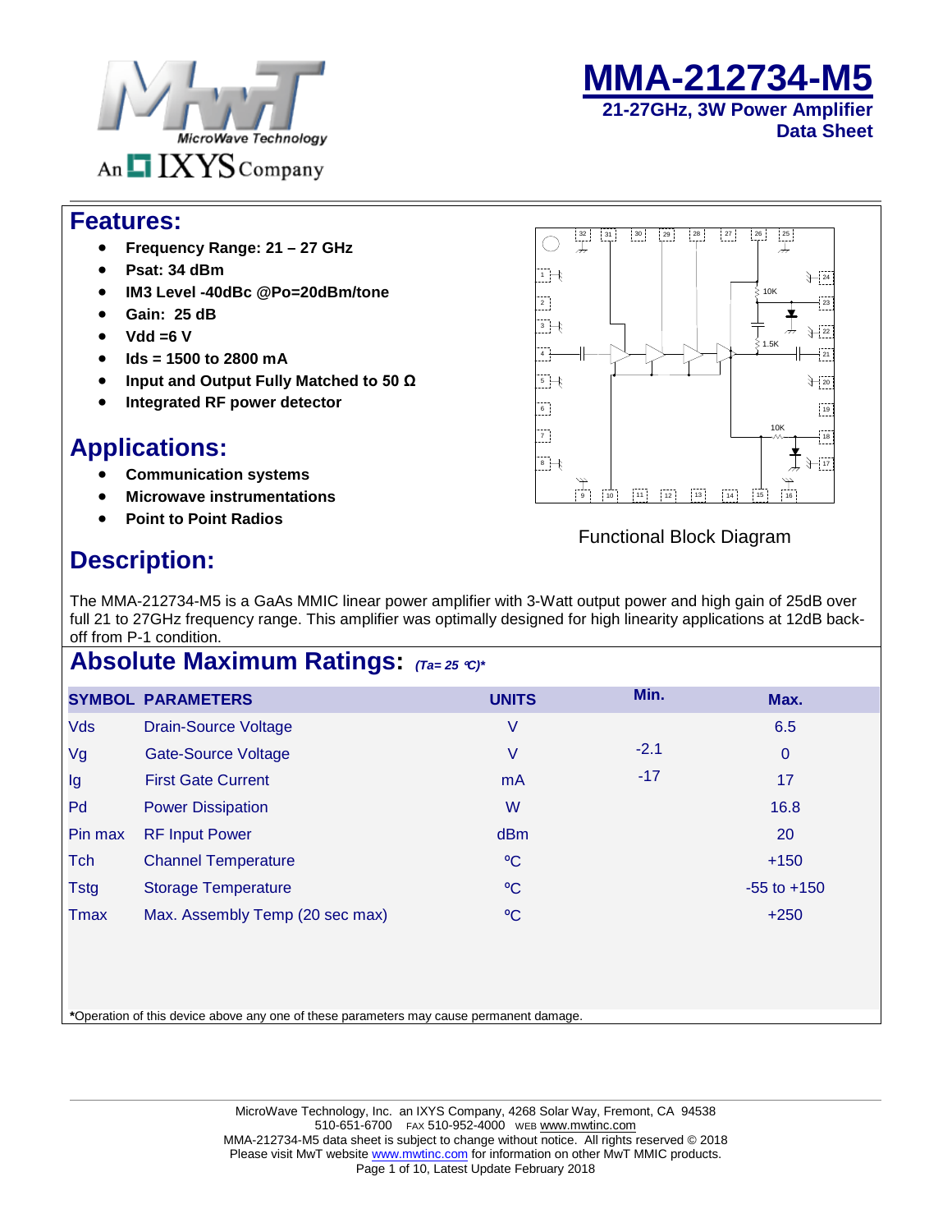# MMA-212734-M5

**21-27GHz, 3W Power Amplifier**
**Data Sheet**

## Features:

- **Frequency Range: 21 – 27 GHz**
- **Psat: 34 dBm**
- **IM3 Level -40dBc @Po=20dBm/tone**
- **Gain: 25 dB**
- **Vdd =6 V**
- **Ids = 1500 to 2800 mA**
- **Input and Output Fully Matched to 50 Ω**
- **Integrated RF power detector**

## Applications:

- **Communication systems**
- **Microwave instrumentations**
- **Point to Point Radios**

Functional Block Diagram

## Description:

The MMA-212734-M5 is a GaAs MMIC linear power amplifier with 3-Watt output power and high gain of 25dB over full 21 to 27GHz frequency range. This amplifier was optimally designed for high linearity applications at 12dB back-off from P-1 condition.

## Absolute Maximum Ratings: *(Ta= 25 °C)**

| SYMBOL | PARAMETERS | UNITS | Min. | Max. |
|---|---|---|---|---|
| Vds | Drain-Source Voltage | V | | 6.5 |
| Vg | Gate-Source Voltage | V | -2.1 | 0 |
| Ig | First Gate Current | mA | -17 | 17 |
| Pd | Power Dissipation | W | | 16.8 |
| Pin max | RF Input Power | dBm | | 20 |
| Tch | Channel Temperature | °C | | +150 |
| Tstg | Storage Temperature | °C | | -55 to +150 |
| Tmax | Max. Assembly Temp (20 sec max) | °C | | +250 |

***Operation of this device above any one of these parameters may cause permanent damage.**

MicroWave Technology, Inc. an IXYS Company, 4268 Solar Way, Fremont, CA 94538
510-651-6700 FAX 510-952-4000 WEB www.mwtinc.com
MMA-212734-M5 data sheet is subject to change without notice. All rights reserved © 2018
Please visit MwT website www.mwtinc.com for information on other MwT MMIC products.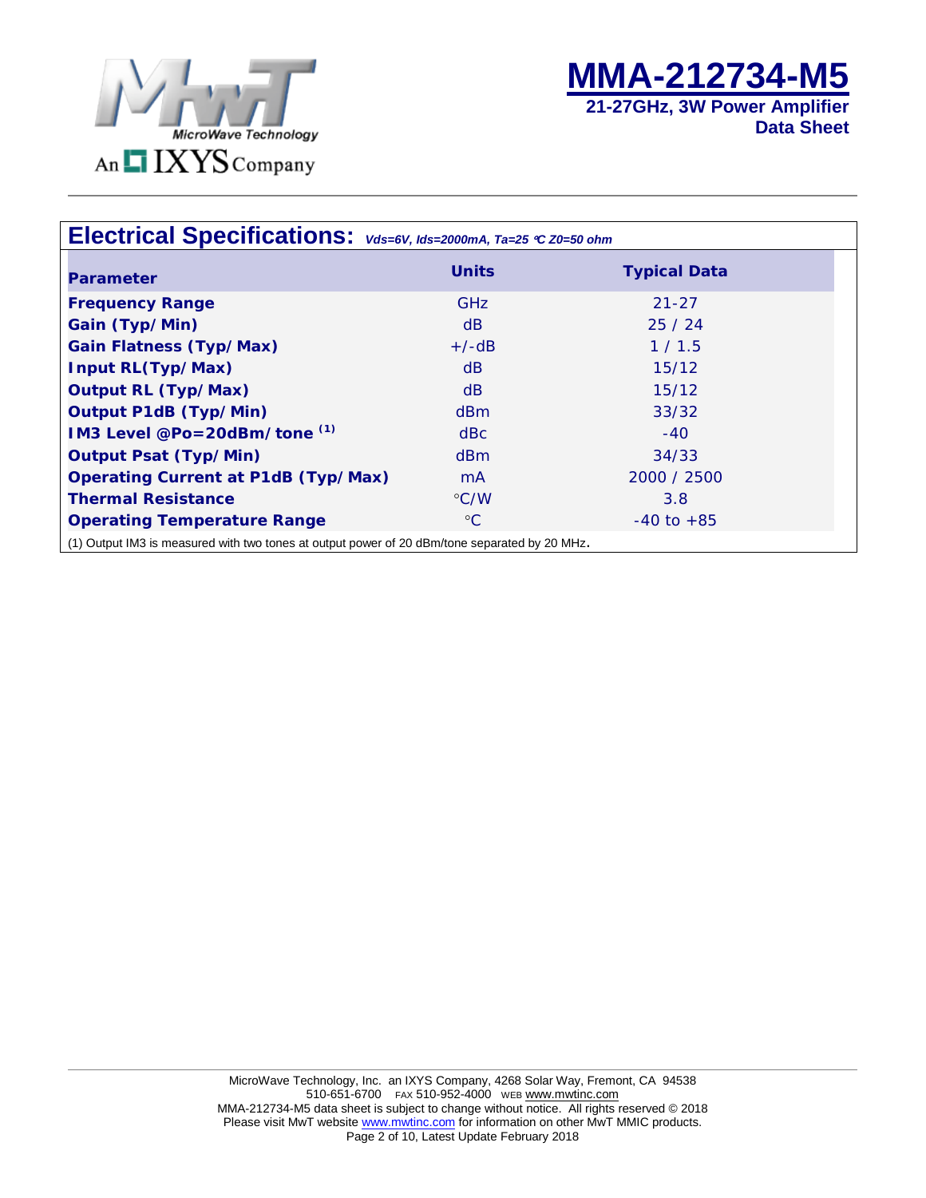## Electrical Specifications: *Vds=6V, Ids=2000mA, Ta=25 °C Z0=50 ohm*

| Parameter | Units | Typical Data |
|---|---|---|
| **Frequency Range** | GHz | 21-27 |
| **Gain (Typ/Min)** | dB | 25 / 24 |
| **Gain Flatness (Typ/Max)** | +/-dB | 1 / 1.5 |
| **Input RL(Typ/Max)** | dB | 15/12 |
| **Output RL (Typ/Max)** | dB | 15/12 |
| **Output P1dB (Typ/Min)** | dBm | 33/32 |
| **IM3 Level @Po=20dBm/tone (1)** | dBc | -40 |
| **Output Psat (Typ/Min)** | dBm | 34/33 |
| **Operating Current at P1dB (Typ/Max)** | mA | 2000 / 2500 |
| **Thermal Resistance** | °C/W | 3.8 |
| **Operating Temperature Range** | °C | -40 to +85 |

(1) Output IM3 is measured with two tones at output power of 20 dBm/tone separated by 20 MHz.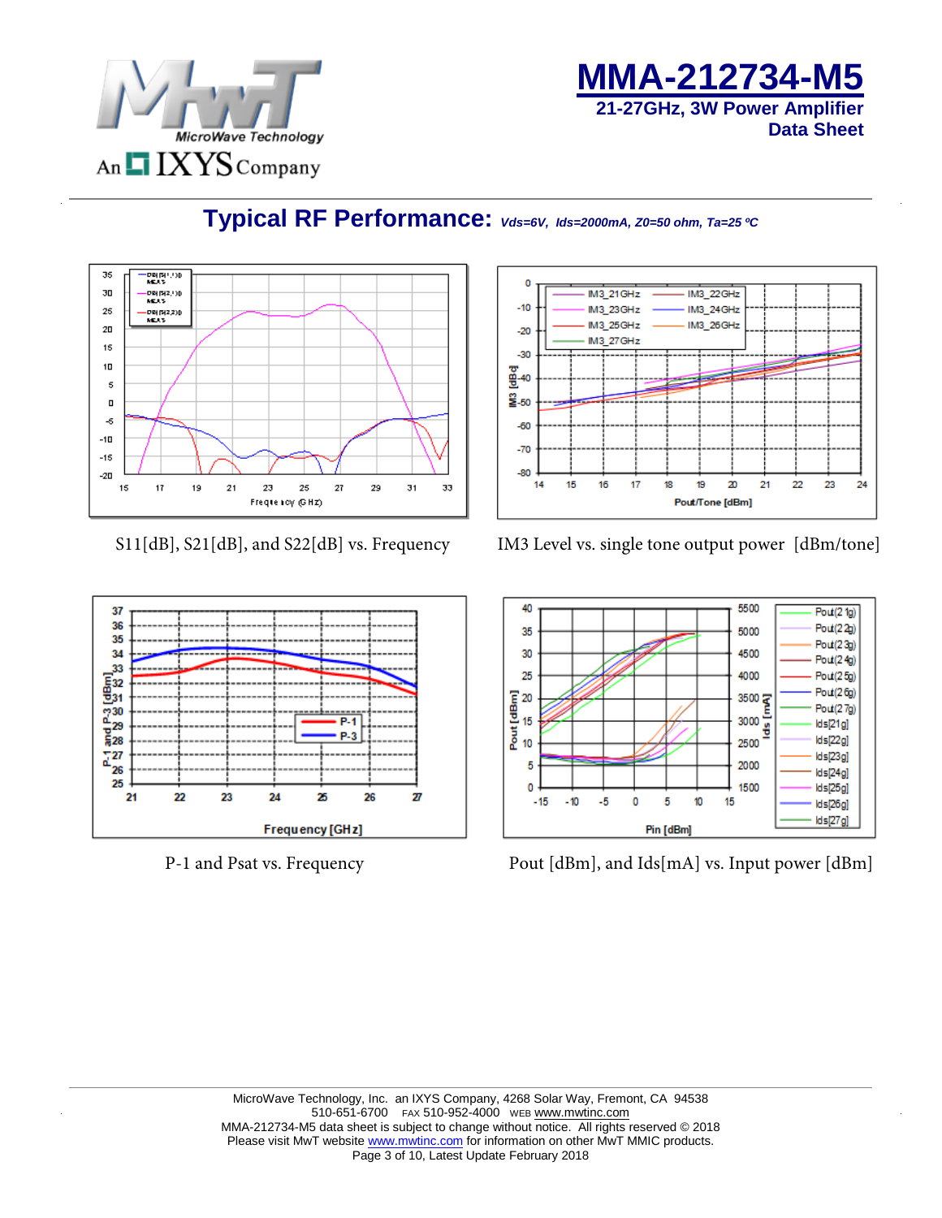## Typical RF Performance: *Vds=6V, Ids=2000mA, Z0=50 ohm, Ta=25 ºC*

S11[dB], S21[dB], and S22[dB] vs. Frequency

IM3 Level vs. single tone output power [dBm/tone]

P-1 and Psat vs. Frequency

Pout [dBm], and Ids[mA] vs. Input power [dBm]

MicroWave Technology, Inc. an IXYS Company, 4268 Solar Way, Fremont, CA 94538
510-651-6700 FAX 510-952-4000 WEB www.mwtinc.com
MMA-212734-M5 data sheet is subject to change without notice. All rights reserved © 2018
Please visit MwT website www.mwtinc.com for information on other MwT MMIC products.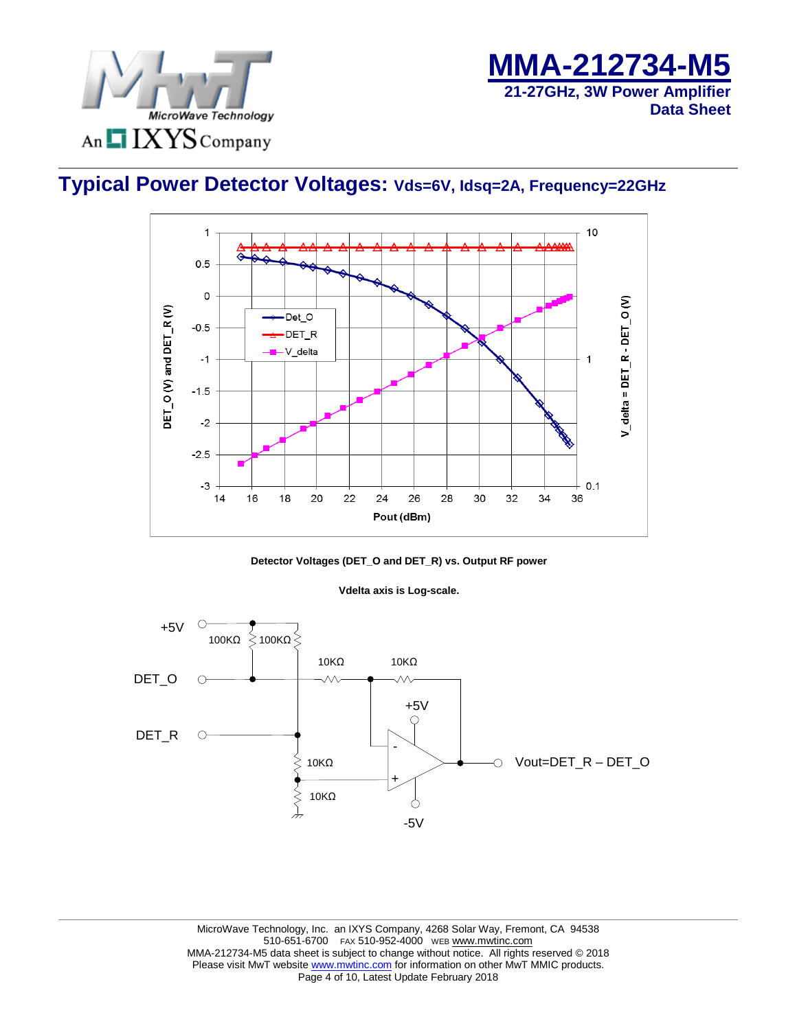## Typical Power Detector Voltages: Vds=6V, Idsq=2A, Frequency=22GHz

**Detector Voltages (DET_O and DET_R) vs. Output RF power**

**Vdelta axis is Log-scale.**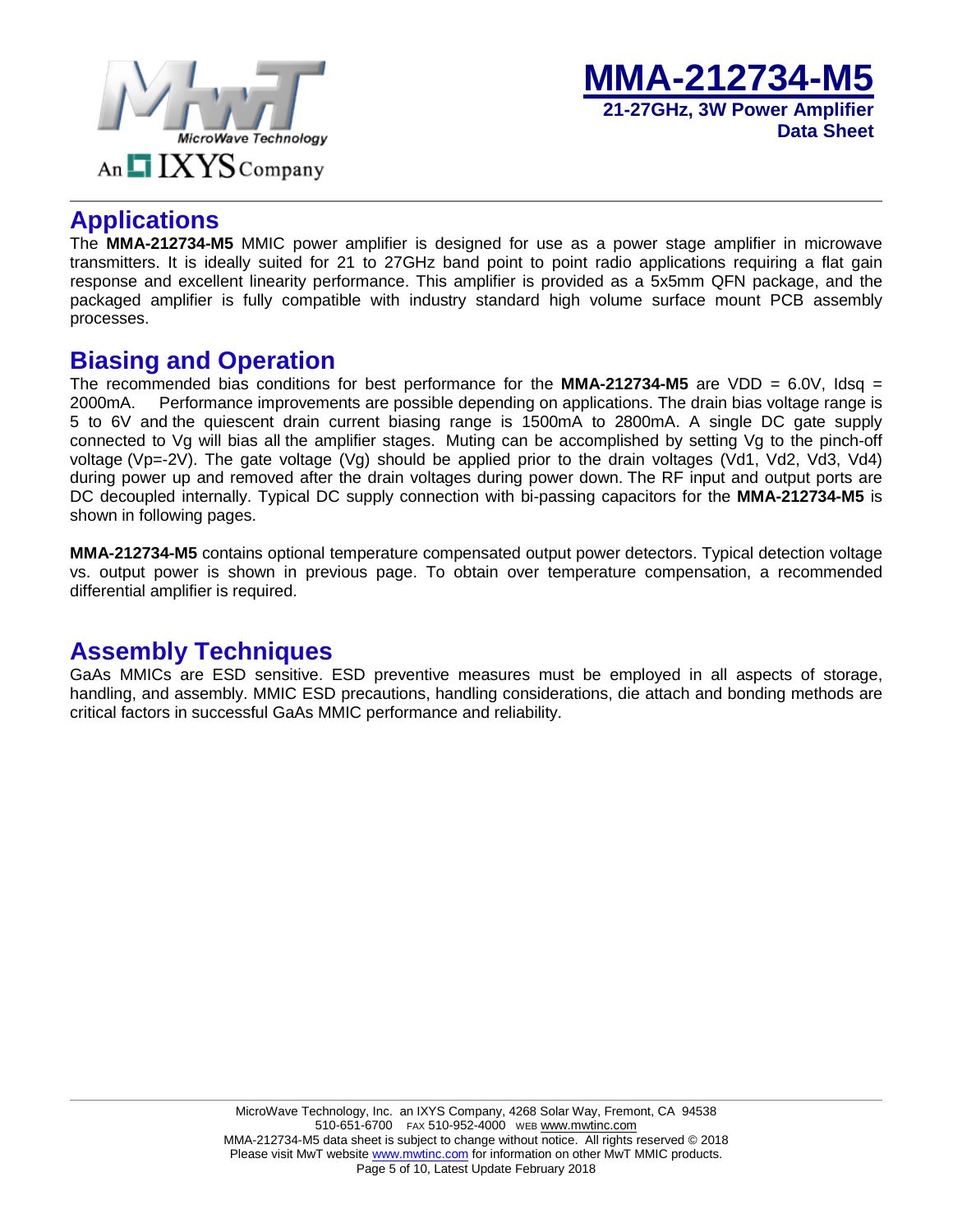## Applications

The **MMA-212734-M5** MMIC power amplifier is designed for use as a power stage amplifier in microwave transmitters. It is ideally suited for 21 to 27GHz band point to point radio applications requiring a flat gain response and excellent linearity performance. This amplifier is provided as a 5x5mm QFN package, and the packaged amplifier is fully compatible with industry standard high volume surface mount PCB assembly processes.

## Biasing and Operation

The recommended bias conditions for best performance for the **MMA-212734-M5** are VDD = 6.0V, Idsq = 2000mA. Performance improvements are possible depending on applications. The drain bias voltage range is 5 to 6V and the quiescent drain current biasing range is 1500mA to 2800mA. A single DC gate supply connected to Vg will bias all the amplifier stages. Muting can be accomplished by setting Vg to the pinch-off voltage (Vp=-2V). The gate voltage (Vg) should be applied prior to the drain voltages (Vd1, Vd2, Vd3, Vd4) during power up and removed after the drain voltages during power down. The RF input and output ports are DC decoupled internally. Typical DC supply connection with bi-passing capacitors for the **MMA-212734-M5** is shown in following pages.

**MMA-212734-M5** contains optional temperature compensated output power detectors. Typical detection voltage vs. output power is shown in previous page. To obtain over temperature compensation, a recommended differential amplifier is required.

## Assembly Techniques

GaAs MMICs are ESD sensitive. ESD preventive measures must be employed in all aspects of storage, handling, and assembly. MMIC ESD precautions, handling considerations, die attach and bonding methods are critical factors in successful GaAs MMIC performance and reliability.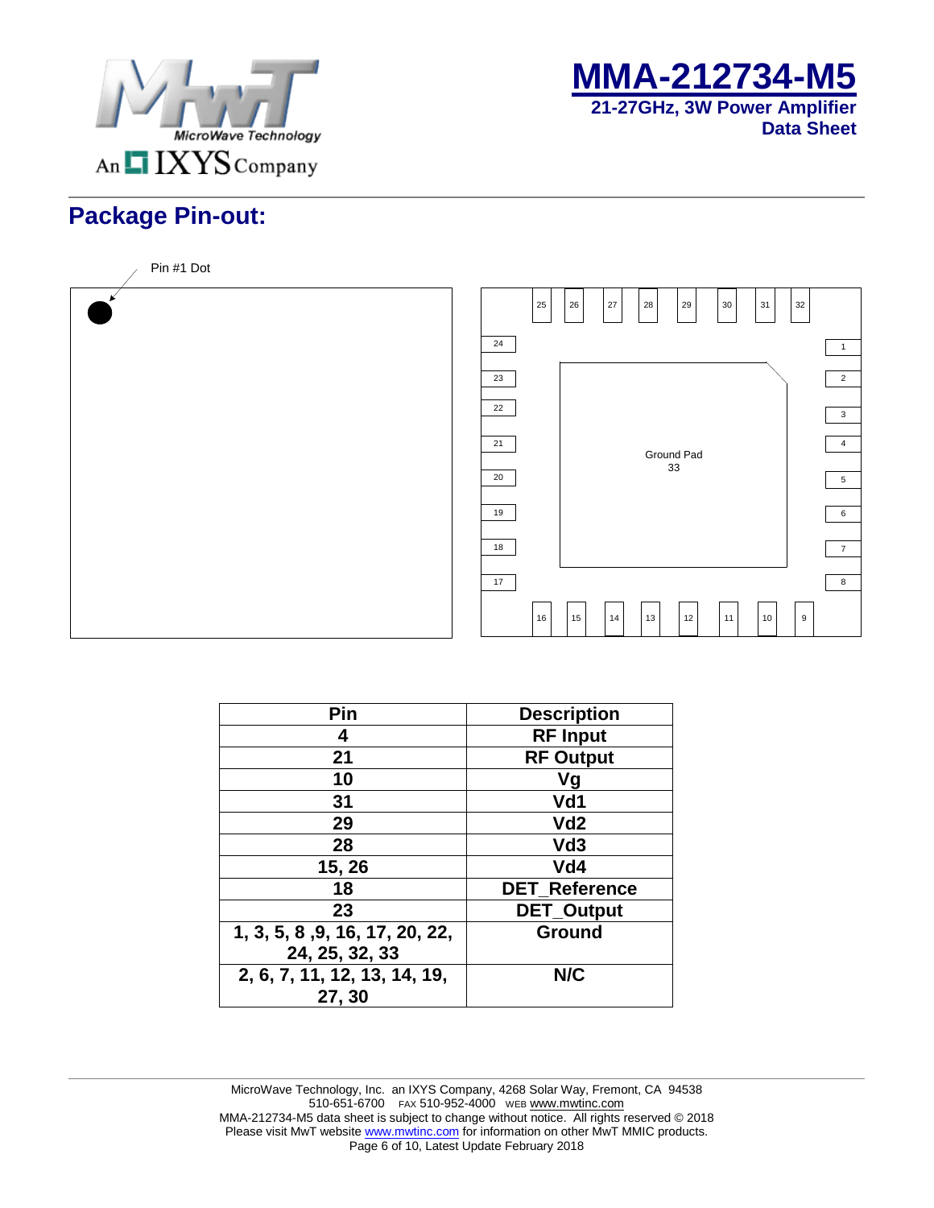## Package Pin-out:

Pin #1 Dot

Ground Pad
33

| Pin | Description |
|---|---|
| 4 | RF Input |
| 21 | RF Output |
| 10 | Vg |
| 31 | Vd1 |
| 29 | Vd2 |
| 28 | Vd3 |
| 15, 26 | Vd4 |
| 18 | DET_Reference |
| 23 | DET_Output |
| 1, 3, 5, 8 ,9, 16, 17, 20, 22, 24, 25, 32, 33 | Ground |
| 2, 6, 7, 11, 12, 13, 14, 19, 27, 30 | N/C |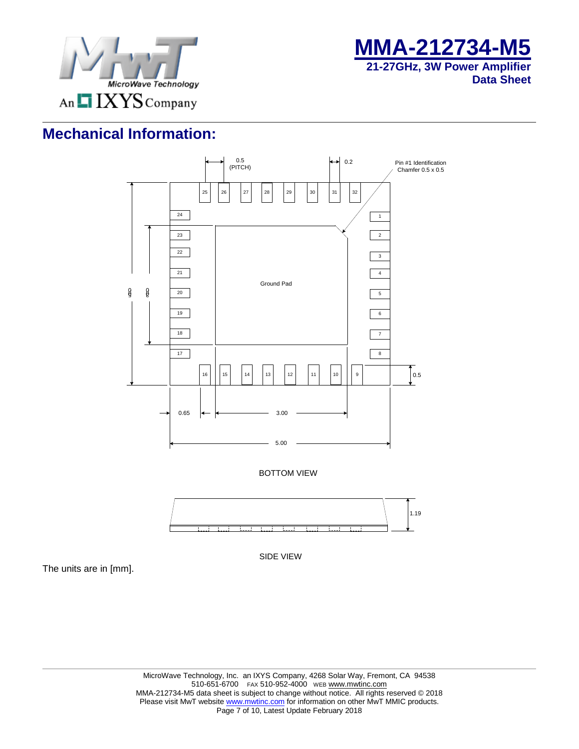## Mechanical Information:

0.5 (PITCH)

0.2

Pin #1 Identification Chamfer 0.5 x 0.5

25 26 27 28 29 30 31 32

24 23 22 21 20 19 18 17

1 2 3 4 5 6 7 8

16 15 14 13 12 11 10 9

Ground Pad

0.5

0.65

3.00

5.00

BOTTOM VIEW

1.19

SIDE VIEW

The units are in [mm].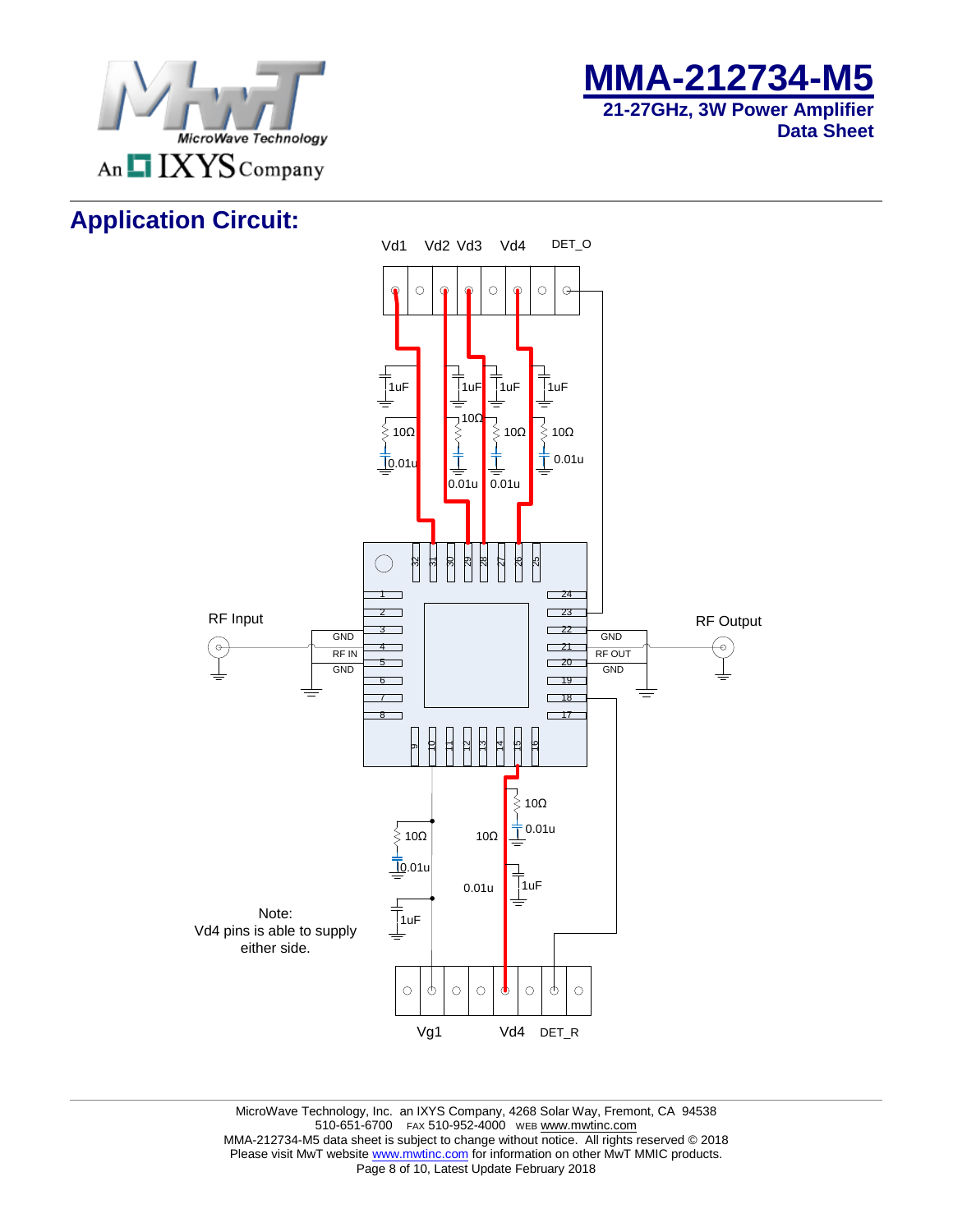## Application Circuit:

Vd1 Vd2 Vd3 Vd4 DET_O

1uF 1uF 1uF 1uF

10Ω 10Ω 10Ω 10Ω

0.01u 0.01u 0.01u 0.01u

RF Input

GND

RF IN

GND

RF Output

GND

RF OUT

GND

10Ω

0.01u

10Ω 10Ω

0.01u

0.01u 1uF

1uF

Note:
Vd4 pins is able to supply either side.

Vg1 Vd4 DET_R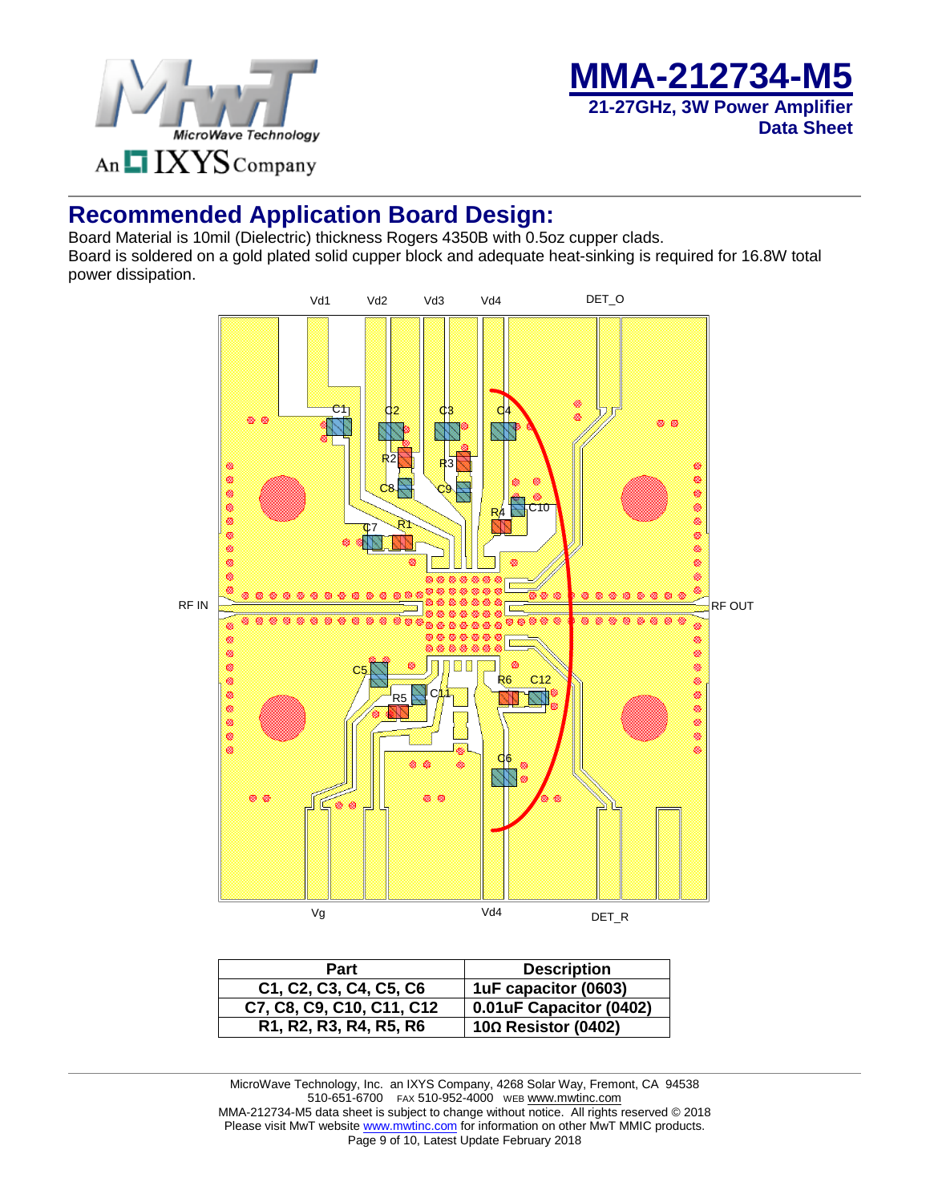## Recommended Application Board Design:

Board Material is 10mil (Dielectric) thickness Rogers 4350B with 0.5oz cupper clads.
Board is soldered on a gold plated solid cupper block and adequate heat-sinking is required for 16.8W total power dissipation.

Vd1 Vd2 Vd3 Vd4 DET_O

RF IN RF OUT

Vg Vd4 DET_R

| Part | Description |
|---|---|
| C1, C2, C3, C4, C5, C6 | 1uF capacitor (0603) |
| C7, C8, C9, C10, C11, C12 | 0.01uF Capacitor (0402) |
| R1, R2, R3, R4, R5, R6 | 10Ω Resistor (0402) |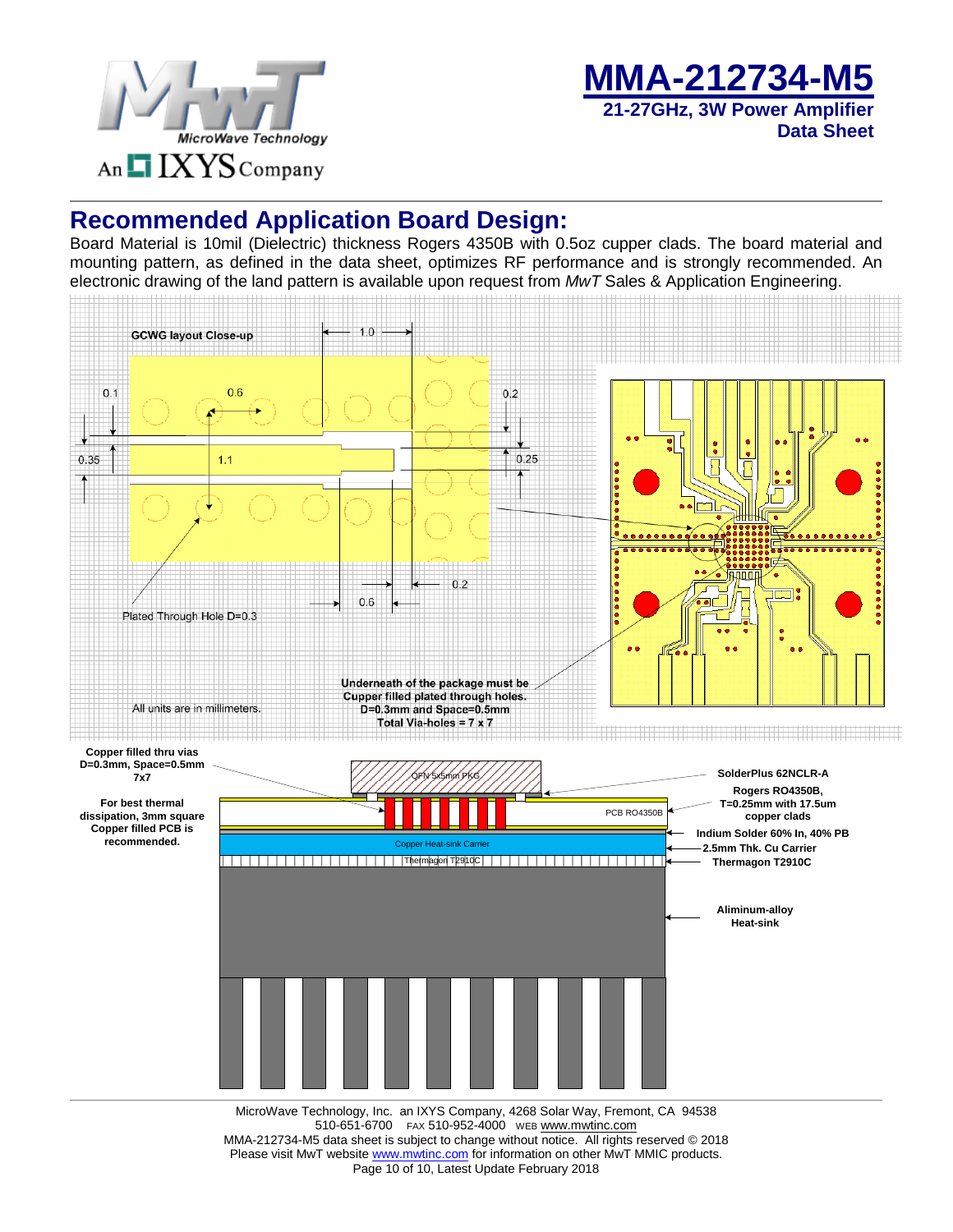# Recommended Application Board Design:

Board Material is 10mil (Dielectric) thickness Rogers 4350B with 0.5oz cupper clads. The board material and mounting pattern, as defined in the data sheet, optimizes RF performance and is strongly recommended. An electronic drawing of the land pattern is available upon request from *MwT* Sales & Application Engineering.

GCWG layout Close-up

1.0

0.1

0.6

0.2

0.35

1.1

0.25

0.2

0.6

Plated Through Hole D=0.3

Underneath of the package must be Cupper filled plated through holes. D=0.3mm and Space=0.5mm Total Via-holes = 7 x 7

All units are in millimeters.

**Copper filled thru vias D=0.3mm, Space=0.5mm 7x7**

**For best thermal dissipation, 3mm square Copper filled PCB is recommended.**

QFN 5x5mm PKG

PCB RO4350B

Copper Heat-sink Carrier

Thermagon T2910C

**SolderPlus 62NCLR-A**

**Rogers RO4350B, T=0.25mm with 17.5um copper clads**

**Indium Solder 60% In, 40% PB**

**2.5mm Thk. Cu Carrier**

**Thermagon T2910C**

**Aliminum-alloy Heat-sink**

MicroWave Technology, Inc. an IXYS Company, 4268 Solar Way, Fremont, CA 94538
510-651-6700 FAX 510-952-4000 WEB www.mwtinc.com
MMA-212734-M5 data sheet is subject to change without notice. All rights reserved © 2018
Please visit MwT website www.mwtinc.com for information on other MwT MMIC products.